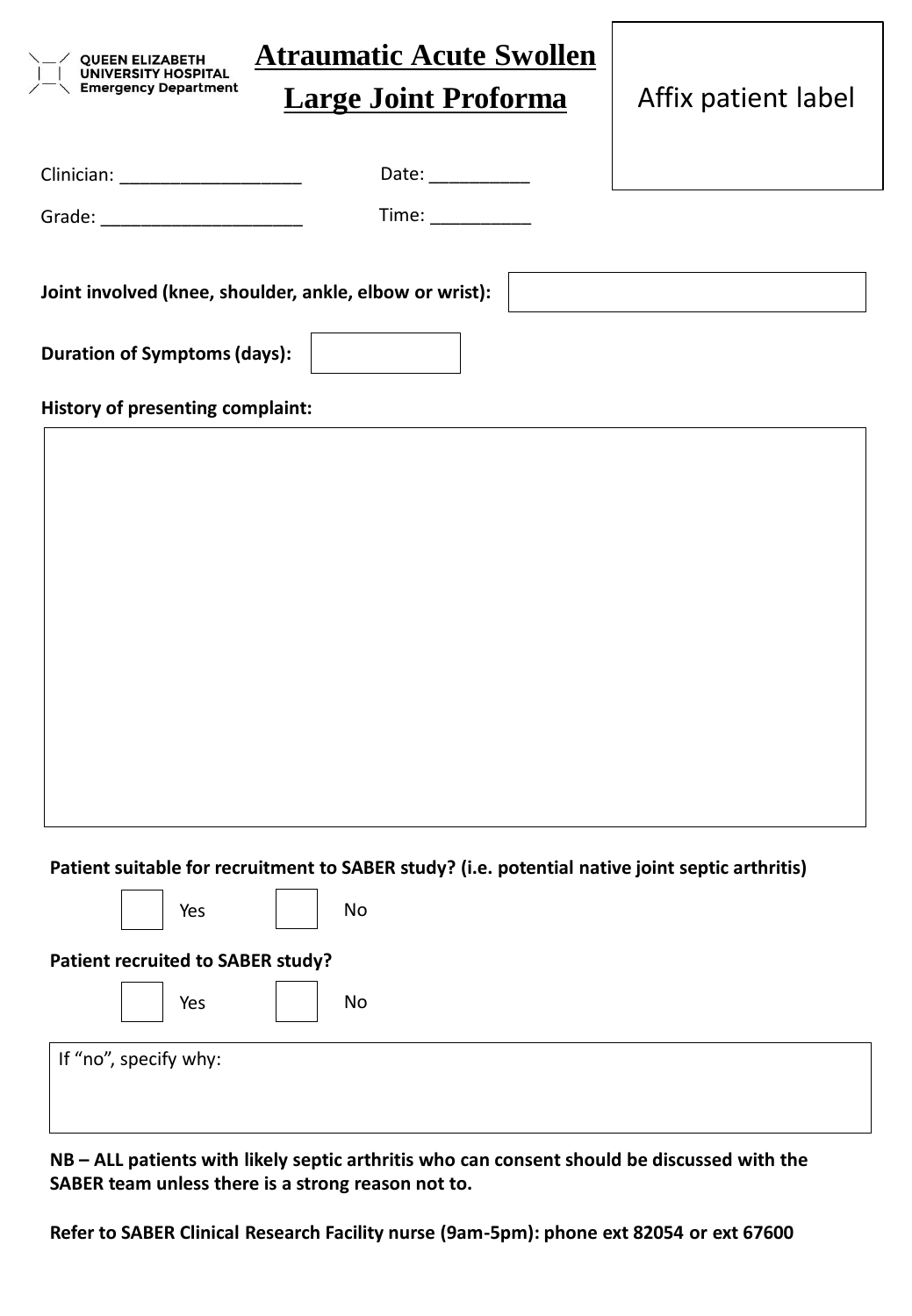QUEEN ELIZABETH UNIVERSITY HOSPITAL
Emergency Department

# Atraumatic Acute Swollen Large Joint Proforma

Affix patient label

Clinician: ___________________ Date: __________

Grade: _____________________ Time: __________

**Joint involved (knee, shoulder, ankle, elbow or wrist):**

**Duration of Symptoms (days):**

**History of presenting complaint:**

**Patient suitable for recruitment to SABER study? (i.e. potential native joint septic arthritis)**

☐ Yes ☐ No

**Patient recruited to SABER study?**

☐ Yes ☐ No

If "no", specify why:

**NB – ALL patients with likely septic arthritis who can consent should be discussed with the SABER team unless there is a strong reason not to.**

**Refer to SABER Clinical Research Facility nurse (9am-5pm): phone ext 82054 or ext 67600**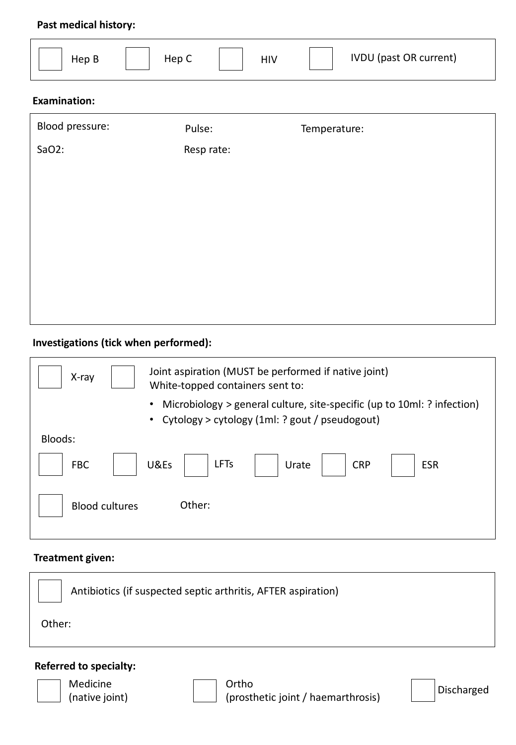**Past medical history:**

- [ ] Hep B
- [ ] Hep C
- [ ] HIV
- [ ] IVDU (past OR current)

**Examination:**

Blood pressure: Pulse: Temperature:

SaO2: Resp rate:

**Investigations (tick when performed):**

- [ ] X-ray
- [ ] Joint aspiration (MUST be performed if native joint)
  White-topped containers sent to:
  - Microbiology > general culture, site-specific (up to 10ml: ? infection)
  - Cytology > cytology (1ml: ? gout / pseudogout)

Bloods:

- [ ] FBC
- [ ] U&Es
- [ ] LFTs
- [ ] Urate
- [ ] CRP
- [ ] ESR
- [ ] Blood cultures

Other:

**Treatment given:**

- [ ] Antibiotics (if suspected septic arthritis, AFTER aspiration)

Other:

**Referred to specialty:**

- [ ] Medicine (native joint)
- [ ] Ortho (prosthetic joint / haemarthrosis)
- [ ] Discharged